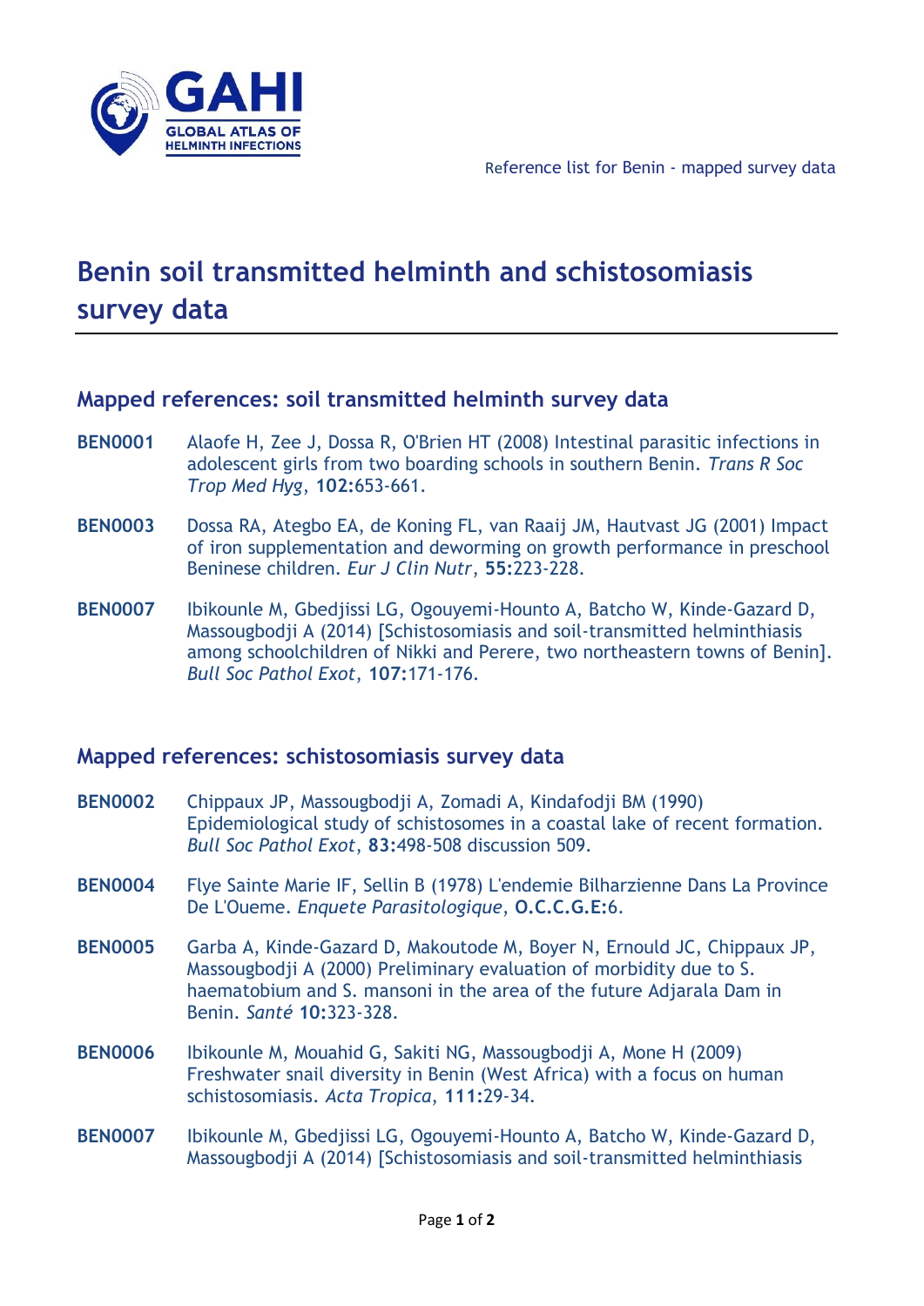# Benin soil transmitted helminth and schistosomiasis survey data

## Mapped references: soil transmitted helminth survey data

**BEN0001** Alaofe H, Zee J, Dossa R, O'Brien HT (2008) Intestinal parasitic infections in adolescent girls from two boarding schools in southern Benin. *Trans R Soc Trop Med Hyg*, **102:**653-661.

**BEN0003** Dossa RA, Ategbo EA, de Koning FL, van Raaij JM, Hautvast JG (2001) Impact of iron supplementation and deworming on growth performance in preschool Beninese children. *Eur J Clin Nutr*, **55:**223-228.

**BEN0007** Ibikounle M, Gbedjissi LG, Ogouyemi-Hounto A, Batcho W, Kinde-Gazard D, Massougbodji A (2014) [Schistosomiasis and soil-transmitted helminthiasis among schoolchildren of Nikki and Perere, two northeastern towns of Benin]. *Bull Soc Pathol Exot*, **107:**171-176.

## Mapped references: schistosomiasis survey data

**BEN0002** Chippaux JP, Massougbodji A, Zomadi A, Kindafodji BM (1990) Epidemiological study of schistosomes in a coastal lake of recent formation. *Bull Soc Pathol Exot*, **83:**498-508 discussion 509.

**BEN0004** Flye Sainte Marie IF, Sellin B (1978) L'endemie Bilharzienne Dans La Province De L'Oueme. *Enquete Parasitologique*, **O.C.C.G.E:**6.

**BEN0005** Garba A, Kinde-Gazard D, Makoutode M, Boyer N, Ernould JC, Chippaux JP, Massougbodji A (2000) Preliminary evaluation of morbidity due to S. haematobium and S. mansoni in the area of the future Adjarala Dam in Benin. *Santé* **10:**323-328.

**BEN0006** Ibikounle M, Mouahid G, Sakiti NG, Massougbodji A, Mone H (2009) Freshwater snail diversity in Benin (West Africa) with a focus on human schistosomiasis. *Acta Tropica*, **111:**29-34.

**BEN0007** Ibikounle M, Gbedjissi LG, Ogouyemi-Hounto A, Batcho W, Kinde-Gazard D, Massougbodji A (2014) [Schistosomiasis and soil-transmitted helminthiasis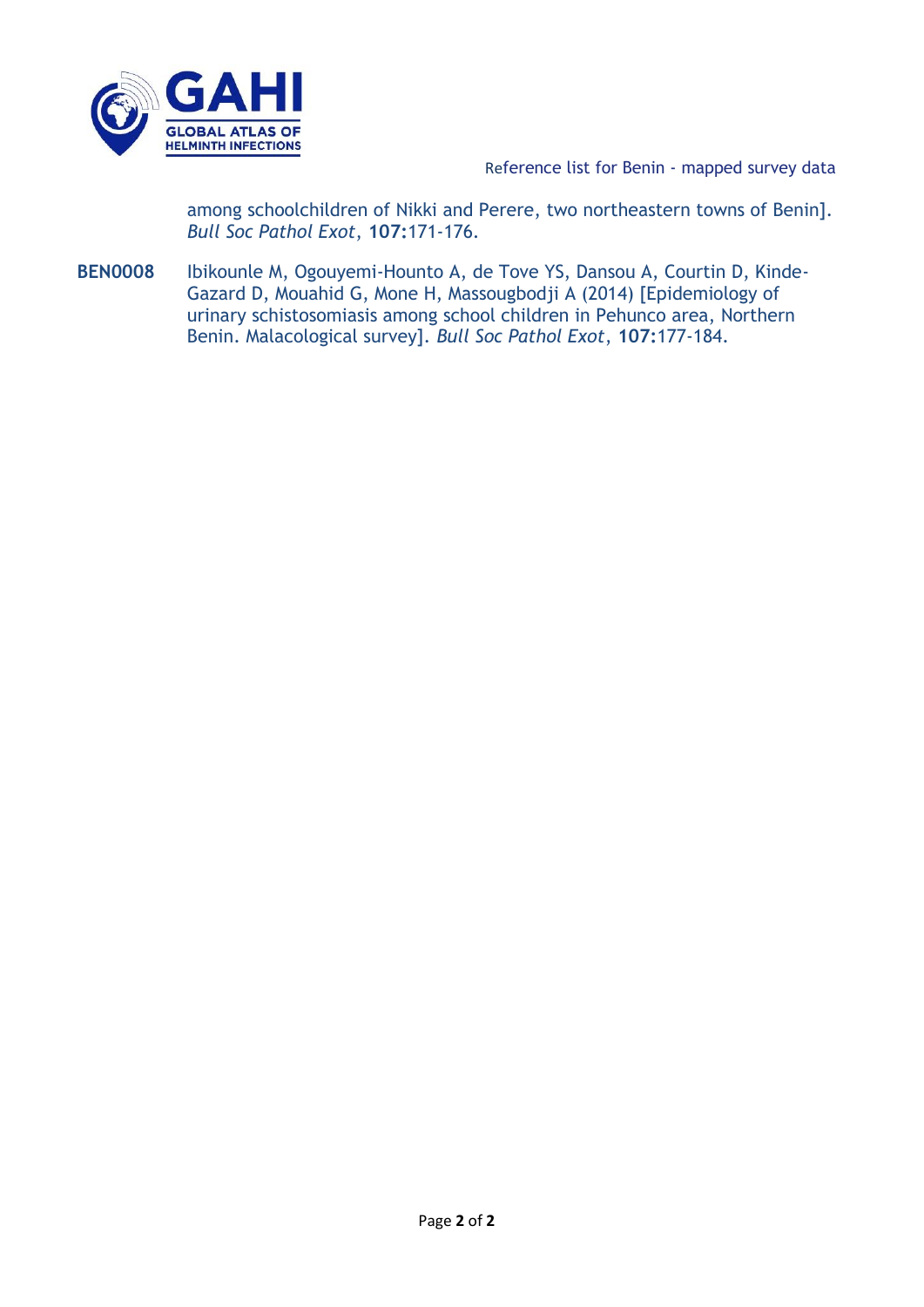among schoolchildren of Nikki and Perere, two northeastern towns of Benin]. *Bull Soc Pathol Exot*, **107:**171-176.

**BEN0008** Ibikounle M, Ogouyemi-Hounto A, de Tove YS, Dansou A, Courtin D, Kinde-Gazard D, Mouahid G, Mone H, Massougbodji A (2014) [Epidemiology of urinary schistosomiasis among school children in Pehunco area, Northern Benin. Malacological survey]. *Bull Soc Pathol Exot*, **107:**177-184.